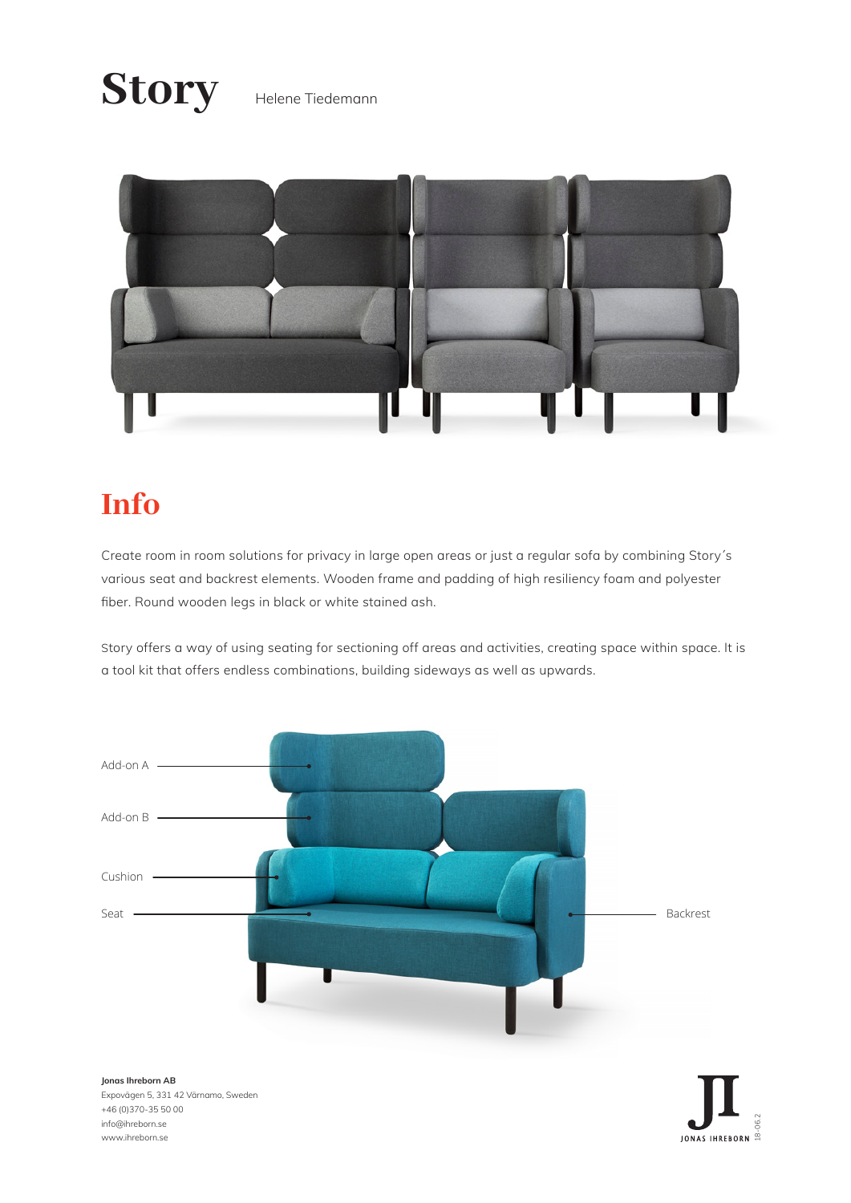# Story

Helene Tiedemann

## Info

Create room in room solutions for privacy in large open areas or just a regular sofa by combining Story´s various seat and backrest elements. Wooden frame and padding of high resiliency foam and polyester fiber. Round wooden legs in black or white stained ash.

Story offers a way of using seating for sectioning off areas and activities, creating space within space. It is a tool kit that offers endless combinations, building sideways as well as upwards.

Add-on A

Add-on B

Cushion

Seat

Backrest

**Jonas Ihreborn AB**
Expovägen 5, 331 42 Värnamo, Sweden
+46 (0)370-35 50 00
info@ihreborn.se
www.ihreborn.se

JONAS IHREBORN

18-06.2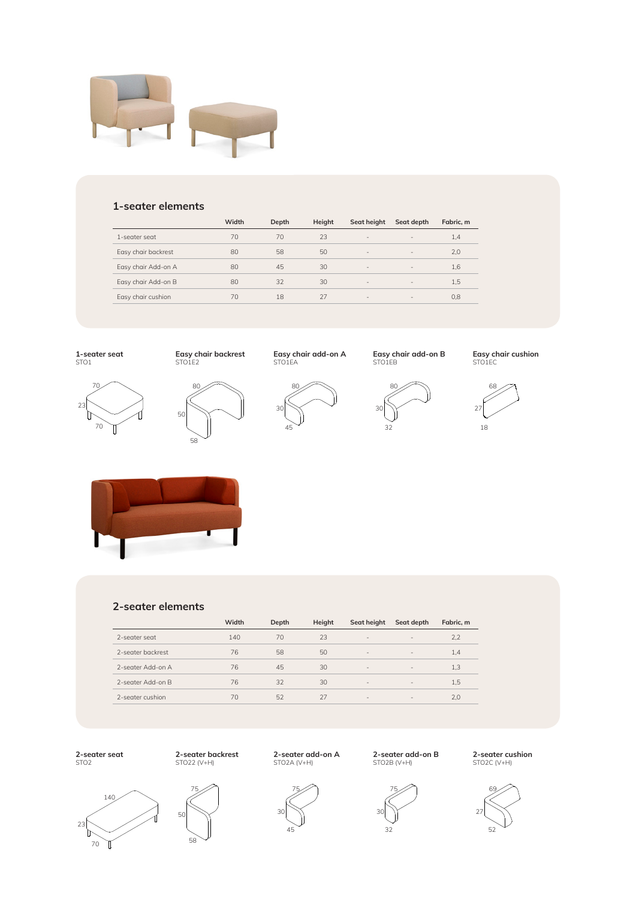## 1-seater elements

| | Width | Depth | Height | Seat height | Seat depth | Fabric, m |
|---|---|---|---|---|---|---|
| 1-seater seat | 70 | 70 | 23 | - | - | 1,4 |
| Easy chair backrest | 80 | 58 | 50 | - | - | 2,0 |
| Easy chair Add-on A | 80 | 45 | 30 | - | - | 1,6 |
| Easy chair Add-on B | 80 | 32 | 30 | - | - | 1,5 |
| Easy chair cushion | 70 | 18 | 27 | - | - | 0,8 |

**1-seater seat**
STO1

**Easy chair backrest**
STO1E2

**Easy chair add-on A**
STO1EA

**Easy chair add-on B**
STO1EB

**Easy chair cushion**
STO1EC

## 2-seater elements

| | Width | Depth | Height | Seat height | Seat depth | Fabric, m |
|---|---|---|---|---|---|---|
| 2-seater seat | 140 | 70 | 23 | - | - | 2,2 |
| 2-seater backrest | 76 | 58 | 50 | - | - | 1,4 |
| 2-seater Add-on A | 76 | 45 | 30 | - | - | 1,3 |
| 2-seater Add-on B | 76 | 32 | 30 | - | - | 1,5 |
| 2-seater cushion | 70 | 52 | 27 | - | - | 2,0 |

**2-seater seat**
STO2

**2-seater backrest**
STO22 (V+H)

**2-seater add-on A**
STO2A (V+H)

**2-seater add-on B**
STO2B (V+H)

**2-seater cushion**
STO2C (V+H)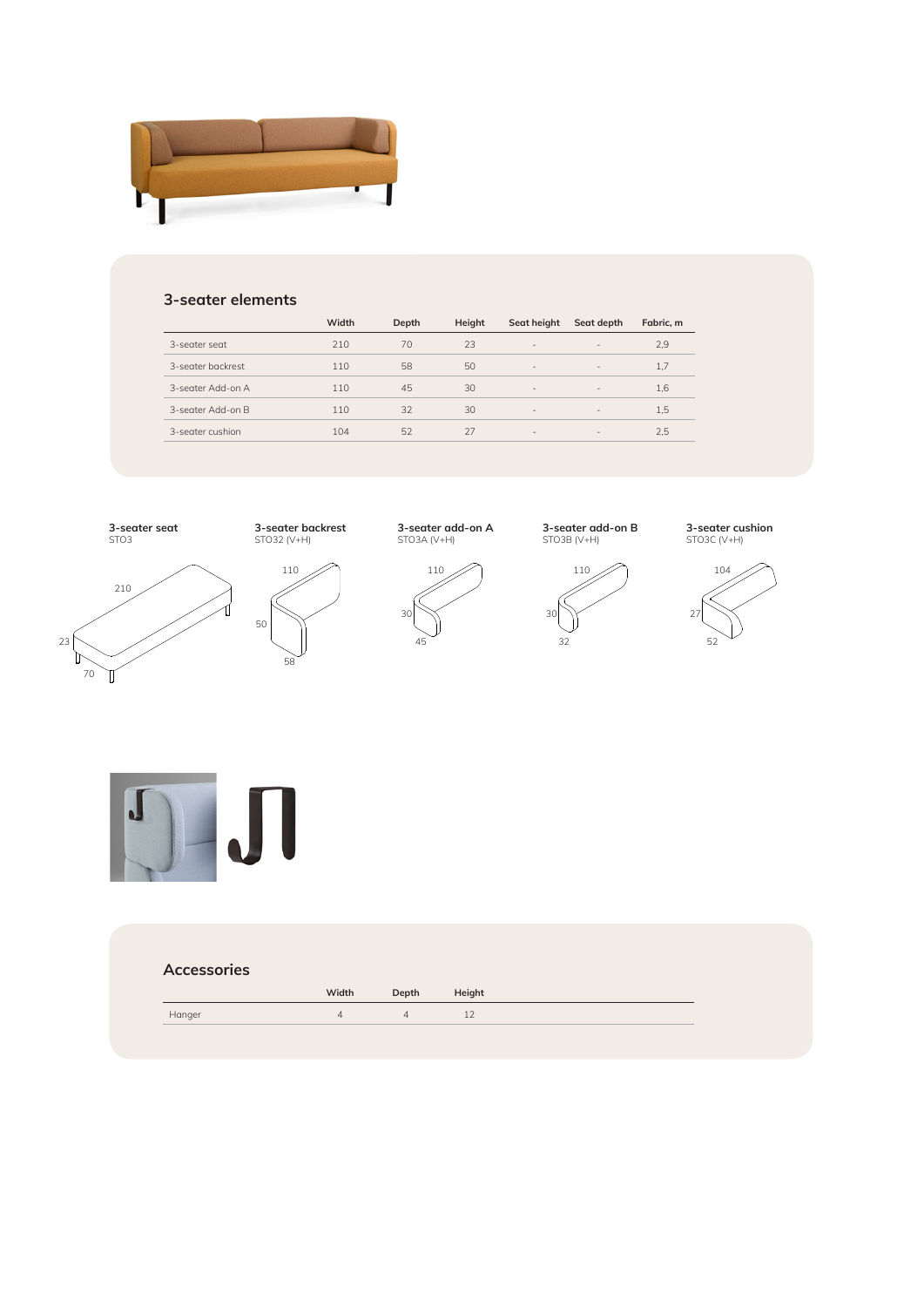## 3-seater elements

| | Width | Depth | Height | Seat height | Seat depth | Fabric, m |
|---|---|---|---|---|---|---|
| 3-seater seat | 210 | 70 | 23 | - | - | 2,9 |
| 3-seater backrest | 110 | 58 | 50 | - | - | 1,7 |
| 3-seater Add-on A | 110 | 45 | 30 | - | - | 1,6 |
| 3-seater Add-on B | 110 | 32 | 30 | - | - | 1,5 |
| 3-seater cushion | 104 | 52 | 27 | - | - | 2,5 |

**3-seater seat**
STO3

**3-seater backrest**
STO32 (V+H)

**3-seater add-on A**
STO3A (V+H)

**3-seater add-on B**
STO3B (V+H)

**3-seater cushion**
STO3C (V+H)

## Accessories

| | Width | Depth | Height |
|---|---|---|---|
| Hanger | 4 | 4 | 12 |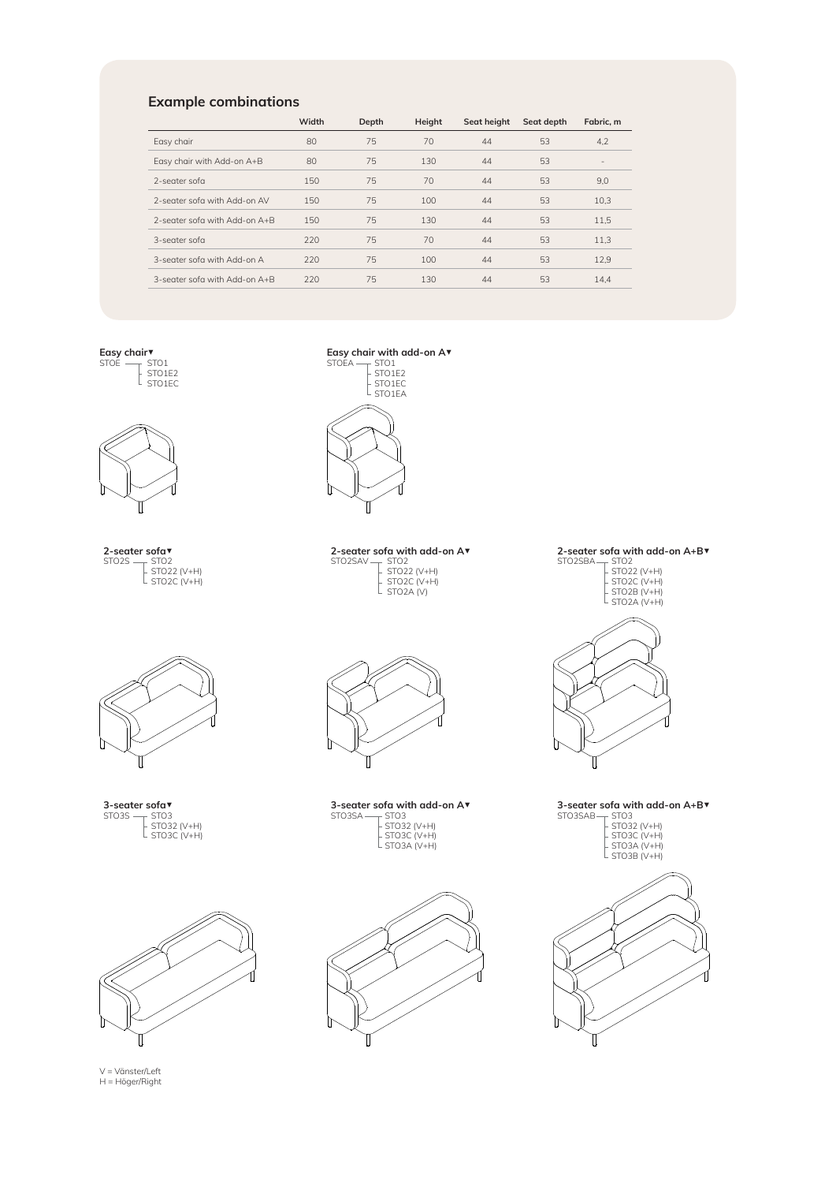## Example combinations

| | Width | Depth | Height | Seat height | Seat depth | Fabric, m |
|---|---|---|---|---|---|---|
| Easy chair | 80 | 75 | 70 | 44 | 53 | 4,2 |
| Easy chair with Add-on A+B | 80 | 75 | 130 | 44 | 53 | - |
| 2-seater sofa | 150 | 75 | 70 | 44 | 53 | 9,0 |
| 2-seater sofa with Add-on AV | 150 | 75 | 100 | 44 | 53 | 10,3 |
| 2-seater sofa with Add-on A+B | 150 | 75 | 130 | 44 | 53 | 11,5 |
| 3-seater sofa | 220 | 75 | 70 | 44 | 53 | 11,3 |
| 3-seater sofa with Add-on A | 220 | 75 | 100 | 44 | 53 | 12,9 |
| 3-seater sofa with Add-on A+B | 220 | 75 | 130 | 44 | 53 | 14,4 |

**Easy chair▾**

STOE — STO1
- STO1E2
- STO1EC

**Easy chair with add-on A▾**

STOEA — STO1
- STO1E2
- STO1EC
- STO1EA

**2-seater sofa▾**

STO2S — STO2
- STO22 (V+H)
- STO2C (V+H)

**2-seater sofa with add-on A▾**

STO2SAV — STO2
- STO22 (V+H)
- STO2C (V+H)
- STO2A (V)

**2-seater sofa with add-on A+B▾**

STO2SBA — STO2
- STO22 (V+H)
- STO2C (V+H)
- STO2B (V+H)
- STO2A (V+H)

**3-seater sofa▾**

STO3S — STO3
- STO32 (V+H)
- STO3C (V+H)

**3-seater sofa with add-on A▾**

STO3SA — STO3
- STO32 (V+H)
- STO3C (V+H)
- STO3A (V+H)

**3-seater sofa with add-on A+B▾**

STO3SAB — STO3
- STO32 (V+H)
- STO3C (V+H)
- STO3A (V+H)
- STO3B (V+H)

V = Vänster/Left
H = Höger/Right